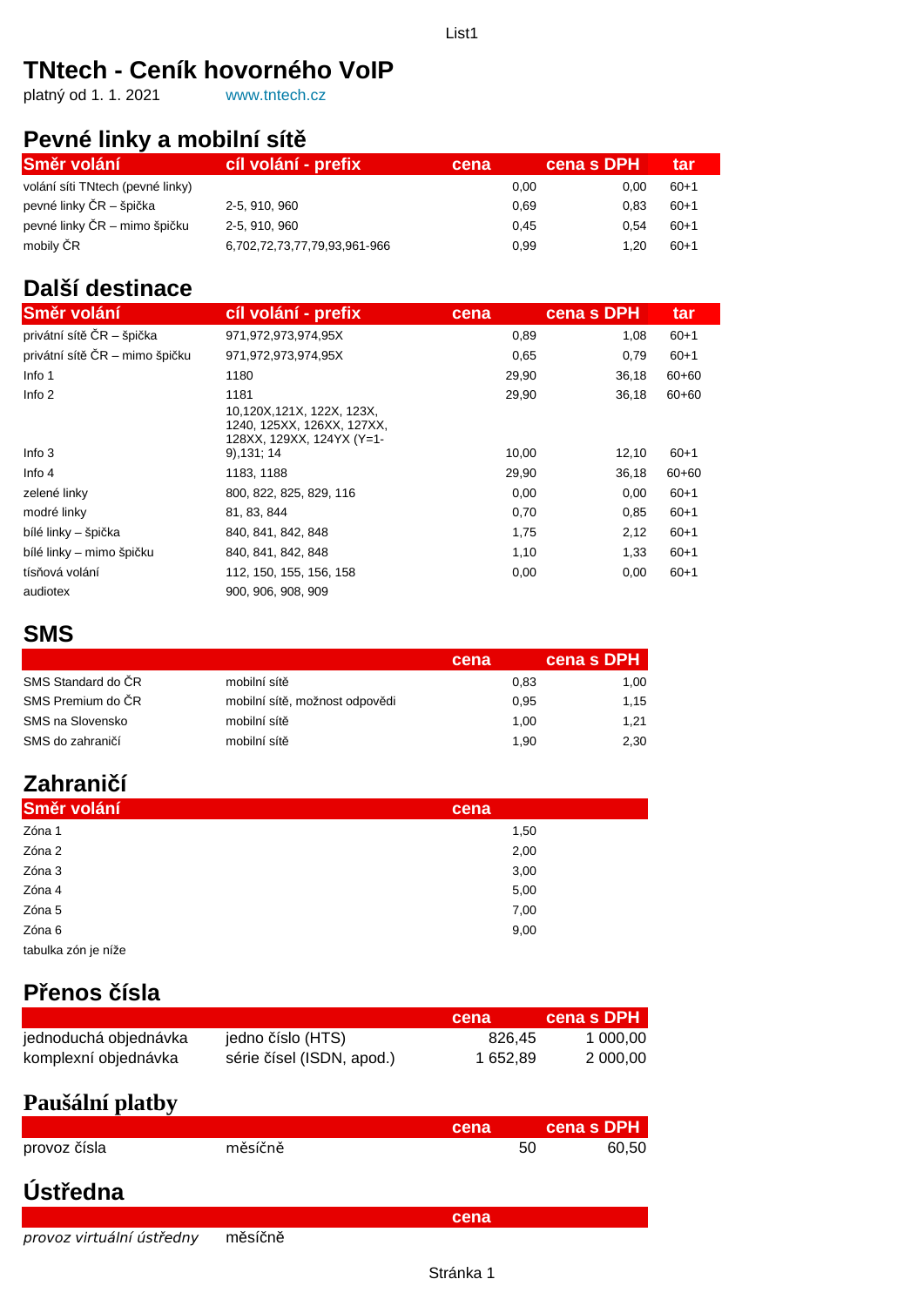# TNtech - Ceník hovorného VoIP

platný od 1. 1. 2021 www.tntech.cz

## Pevné linky a mobilní sítě

| Směr volání | cíl volání - prefix | cena | cena s DPH | tar |
|---|---|---|---|---|
| volání síti TNtech (pevné linky) | | 0,00 | 0,00 | 60+1 |
| pevné linky ČR – špička | 2-5, 910, 960 | 0,69 | 0,83 | 60+1 |
| pevné linky ČR – mimo špičku | 2-5, 910, 960 | 0,45 | 0,54 | 60+1 |
| mobily ČR | 6,702,72,73,77,79,93,961-966 | 0,99 | 1,20 | 60+1 |

## Další destinace

| Směr volání | cíl volání - prefix | cena | cena s DPH | tar |
|---|---|---|---|---|
| privátní sítě ČR – špička | 971,972,973,974,95X | 0,89 | 1,08 | 60+1 |
| privátní sítě ČR – mimo špičku | 971,972,973,974,95X | 0,65 | 0,79 | 60+1 |
| Info 1 | 1180 | 29,90 | 36,18 | 60+60 |
| Info 2 | 1181 | 29,90 | 36,18 | 60+60 |
| Info 3 | 10,120X,121X, 122X, 123X, 1240, 125XX, 126XX, 127XX, 128XX, 129XX, 124YX (Y=1-9),131; 14 | 10,00 | 12,10 | 60+1 |
| Info 4 | 1183, 1188 | 29,90 | 36,18 | 60+60 |
| zelené linky | 800, 822, 825, 829, 116 | 0,00 | 0,00 | 60+1 |
| modré linky | 81, 83, 844 | 0,70 | 0,85 | 60+1 |
| bílé linky – špička | 840, 841, 842, 848 | 1,75 | 2,12 | 60+1 |
| bílé linky – mimo špičku | 840, 841, 842, 848 | 1,10 | 1,33 | 60+1 |
| tísňová volání | 112, 150, 155, 156, 158 | 0,00 | 0,00 | 60+1 |
| audiotex | 900, 906, 908, 909 | | | |

## SMS

| | | cena | cena s DPH |
|---|---|---|---|
| SMS Standard do ČR | mobilní sítě | 0,83 | 1,00 |
| SMS Premium do ČR | mobilní sítě, možnost odpovědi | 0,95 | 1,15 |
| SMS na Slovensko | mobilní sítě | 1,00 | 1,21 |
| SMS do zahraničí | mobilní sítě | 1,90 | 2,30 |

## Zahraničí

| Směr volání | cena |
|---|---|
| Zóna 1 | 1,50 |
| Zóna 2 | 2,00 |
| Zóna 3 | 3,00 |
| Zóna 4 | 5,00 |
| Zóna 5 | 7,00 |
| Zóna 6 | 9,00 |

tabulka zón je níže

## Přenos čísla

| | | cena | cena s DPH |
|---|---|---|---|
| jednoduchá objednávka | jedno číslo (HTS) | 826,45 | 1 000,00 |
| komplexní objednávka | série čísel (ISDN, apod.) | 1 652,89 | 2 000,00 |

## Paušální platby

| | | cena | cena s DPH |
|---|---|---|---|
| provoz čísla | měsíčně | 50 | 60,50 |

## Ústředna

| | | cena |
|---|---|---|
| *provoz virtuální ústředny* | měsíčně | |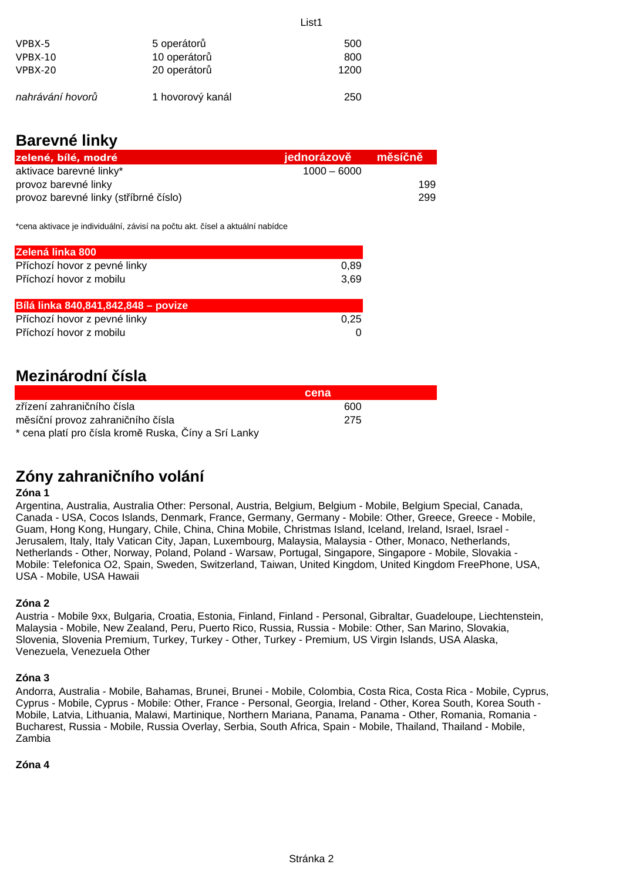| | | |
|---|---|---|
| VPBX-5 | 5 operátorů | 500 |
| VPBX-10 | 10 operátorů | 800 |
| VPBX-20 | 20 operátorů | 1200 |
| *nahrávání hovorů* | 1 hovorový kanál | 250 |

## Barevné linky

| zelené, bílé, modré | jednorázově | měsíčně |
|---|---|---|
| aktivace barevné linky* | 1000 – 6000 | |
| provoz barevné linky | | 199 |
| provoz barevné linky (stříbrné číslo) | | 299 |

*cena aktivace je individuální, závisí na počtu akt. čísel a aktuální nabídce

| Zelená linka 800 | |
|---|---|
| Příchozí hovor z pevné linky | 0,89 |
| Příchozí hovor z mobilu | 3,69 |

| Bílá linka 840,841,842,848 – povize | |
|---|---|
| Příchozí hovor z pevné linky | 0,25 |
| Příchozí hovor z mobilu | 0 |

## Mezinárodní čísla

| | cena |
|---|---|
| zřízení zahraničního čísla | 600 |
| měsíční provoz zahraničního čísla | 275 |

* cena platí pro čísla kromě Ruska, Číny a Srí Lanky

## Zóny zahraničního volání

**Zóna 1**

Argentina, Australia, Australia Other: Personal, Austria, Belgium, Belgium - Mobile, Belgium Special, Canada, Canada - USA, Cocos Islands, Denmark, France, Germany, Germany - Mobile: Other, Greece, Greece - Mobile, Guam, Hong Kong, Hungary, Chile, China, China Mobile, Christmas Island, Iceland, Ireland, Israel, Israel - Jerusalem, Italy, Italy Vatican City, Japan, Luxembourg, Malaysia, Malaysia - Other, Monaco, Netherlands, Netherlands - Other, Norway, Poland, Poland - Warsaw, Portugal, Singapore, Singapore - Mobile, Slovakia - Mobile: Telefonica O2, Spain, Sweden, Switzerland, Taiwan, United Kingdom, United Kingdom FreePhone, USA, USA - Mobile, USA Hawaii

**Zóna 2**

Austria - Mobile 9xx, Bulgaria, Croatia, Estonia, Finland, Finland - Personal, Gibraltar, Guadeloupe, Liechtenstein, Malaysia - Mobile, New Zealand, Peru, Puerto Rico, Russia, Russia - Mobile: Other, San Marino, Slovakia, Slovenia, Slovenia Premium, Turkey, Turkey - Other, Turkey - Premium, US Virgin Islands, USA Alaska, Venezuela, Venezuela Other

**Zóna 3**

Andorra, Australia - Mobile, Bahamas, Brunei, Brunei - Mobile, Colombia, Costa Rica, Costa Rica - Mobile, Cyprus, Cyprus - Mobile, Cyprus - Mobile: Other, France - Personal, Georgia, Ireland - Other, Korea South, Korea South - Mobile, Latvia, Lithuania, Malawi, Martinique, Northern Mariana, Panama, Panama - Other, Romania, Romania - Bucharest, Russia - Mobile, Russia Overlay, Serbia, South Africa, Spain - Mobile, Thailand, Thailand - Mobile, Zambia

**Zóna 4**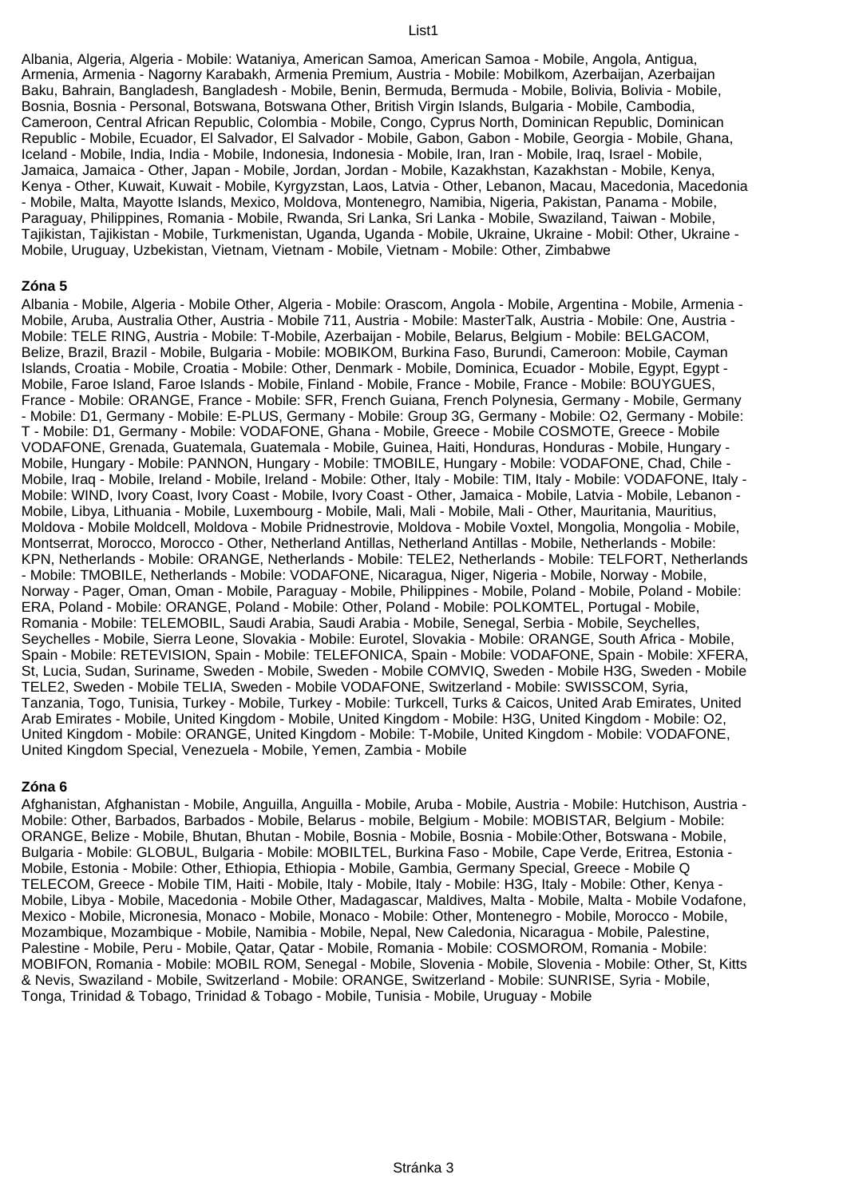Albania, Algeria, Algeria - Mobile: Wataniya, American Samoa, American Samoa - Mobile, Angola, Antigua, Armenia, Armenia - Nagorny Karabakh, Armenia Premium, Austria - Mobile: Mobilkom, Azerbaijan, Azerbaijan Baku, Bahrain, Bangladesh, Bangladesh - Mobile, Benin, Bermuda, Bermuda - Mobile, Bolivia, Bolivia - Mobile, Bosnia, Bosnia - Personal, Botswana, Botswana Other, British Virgin Islands, Bulgaria - Mobile, Cambodia, Cameroon, Central African Republic, Colombia - Mobile, Congo, Cyprus North, Dominican Republic, Dominican Republic - Mobile, Ecuador, El Salvador, El Salvador - Mobile, Gabon, Gabon - Mobile, Georgia - Mobile, Ghana, Iceland - Mobile, India, India - Mobile, Indonesia, Indonesia - Mobile, Iran, Iran - Mobile, Iraq, Israel - Mobile, Jamaica, Jamaica - Other, Japan - Mobile, Jordan, Jordan - Mobile, Kazakhstan, Kazakhstan - Mobile, Kenya, Kenya - Other, Kuwait, Kuwait - Mobile, Kyrgyzstan, Laos, Latvia - Other, Lebanon, Macau, Macedonia, Macedonia - Mobile, Malta, Mayotte Islands, Mexico, Moldova, Montenegro, Namibia, Nigeria, Pakistan, Panama - Mobile, Paraguay, Philippines, Romania - Mobile, Rwanda, Sri Lanka, Sri Lanka - Mobile, Swaziland, Taiwan - Mobile, Tajikistan, Tajikistan - Mobile, Turkmenistan, Uganda, Uganda - Mobile, Ukraine, Ukraine - Mobil: Other, Ukraine - Mobile, Uruguay, Uzbekistan, Vietnam, Vietnam - Mobile, Vietnam - Mobile: Other, Zimbabwe

**Zóna 5**

Albania - Mobile, Algeria - Mobile Other, Algeria - Mobile: Orascom, Angola - Mobile, Argentina - Mobile, Armenia - Mobile, Aruba, Australia Other, Austria - Mobile 711, Austria - Mobile: MasterTalk, Austria - Mobile: One, Austria - Mobile: TELE RING, Austria - Mobile: T-Mobile, Azerbaijan - Mobile, Belarus, Belgium - Mobile: BELGACOM, Belize, Brazil, Brazil - Mobile, Bulgaria - Mobile: MOBIKOM, Burkina Faso, Burundi, Cameroon: Mobile, Cayman Islands, Croatia - Mobile, Croatia - Mobile: Other, Denmark - Mobile, Dominica, Ecuador - Mobile, Egypt, Egypt - Mobile, Faroe Island, Faroe Islands - Mobile, Finland - Mobile, France - Mobile, France - Mobile: BOUYGUES, France - Mobile: ORANGE, France - Mobile: SFR, French Guiana, French Polynesia, Germany - Mobile, Germany - Mobile: D1, Germany - Mobile: E-PLUS, Germany - Mobile: Group 3G, Germany - Mobile: O2, Germany - Mobile: T - Mobile: D1, Germany - Mobile: VODAFONE, Ghana - Mobile, Greece - Mobile COSMOTE, Greece - Mobile VODAFONE, Grenada, Guatemala, Guatemala - Mobile, Guinea, Haiti, Honduras, Honduras - Mobile, Hungary - Mobile, Hungary - Mobile: PANNON, Hungary - Mobile: TMOBILE, Hungary - Mobile: VODAFONE, Chad, Chile - Mobile, Iraq - Mobile, Ireland - Mobile, Ireland - Mobile: Other, Italy - Mobile: TIM, Italy - Mobile: VODAFONE, Italy - Mobile: WIND, Ivory Coast, Ivory Coast - Mobile, Ivory Coast - Other, Jamaica - Mobile, Latvia - Mobile, Lebanon - Mobile, Libya, Lithuania - Mobile, Luxembourg - Mobile, Mali, Mali - Mobile, Mali - Other, Mauritania, Mauritius, Moldova - Mobile Moldcell, Moldova - Mobile Pridnestrovie, Moldova - Mobile Voxtel, Mongolia, Mongolia - Mobile, Montserrat, Morocco, Morocco - Other, Netherland Antillas, Netherland Antillas - Mobile, Netherlands - Mobile: KPN, Netherlands - Mobile: ORANGE, Netherlands - Mobile: TELE2, Netherlands - Mobile: TELFORT, Netherlands - Mobile: TMOBILE, Netherlands - Mobile: VODAFONE, Nicaragua, Niger, Nigeria - Mobile, Norway - Mobile, Norway - Pager, Oman, Oman - Mobile, Paraguay - Mobile, Philippines - Mobile, Poland - Mobile, Poland - Mobile: ERA, Poland - Mobile: ORANGE, Poland - Mobile: Other, Poland - Mobile: POLKOMTEL, Portugal - Mobile, Romania - Mobile: TELEMOBIL, Saudi Arabia, Saudi Arabia - Mobile, Senegal, Serbia - Mobile, Seychelles, Seychelles - Mobile, Sierra Leone, Slovakia - Mobile: Eurotel, Slovakia - Mobile: ORANGE, South Africa - Mobile, Spain - Mobile: RETEVISION, Spain - Mobile: TELEFONICA, Spain - Mobile: VODAFONE, Spain - Mobile: XFERA, St, Lucia, Sudan, Suriname, Sweden - Mobile, Sweden - Mobile COMVIQ, Sweden - Mobile H3G, Sweden - Mobile TELE2, Sweden - Mobile TELIA, Sweden - Mobile VODAFONE, Switzerland - Mobile: SWISSCOM, Syria, Tanzania, Togo, Tunisia, Turkey - Mobile, Turkey - Mobile: Turkcell, Turks & Caicos, United Arab Emirates, United Arab Emirates - Mobile, United Kingdom - Mobile, United Kingdom - Mobile: H3G, United Kingdom - Mobile: O2, United Kingdom - Mobile: ORANGE, United Kingdom - Mobile: T-Mobile, United Kingdom - Mobile: VODAFONE, United Kingdom Special, Venezuela - Mobile, Yemen, Zambia - Mobile

**Zóna 6**

Afghanistan, Afghanistan - Mobile, Anguilla, Anguilla - Mobile, Aruba - Mobile, Austria - Mobile: Hutchison, Austria - Mobile: Other, Barbados, Barbados - Mobile, Belarus - mobile, Belgium - Mobile: MOBISTAR, Belgium - Mobile: ORANGE, Belize - Mobile, Bhutan, Bhutan - Mobile, Bosnia - Mobile, Bosnia - Mobile:Other, Botswana - Mobile, Bulgaria - Mobile: GLOBUL, Bulgaria - Mobile: MOBILTEL, Burkina Faso - Mobile, Cape Verde, Eritrea, Estonia - Mobile, Estonia - Mobile: Other, Ethiopia, Ethiopia - Mobile, Gambia, Germany Special, Greece - Mobile Q TELECOM, Greece - Mobile TIM, Haiti - Mobile, Italy - Mobile, Italy - Mobile: H3G, Italy - Mobile: Other, Kenya - Mobile, Libya - Mobile, Macedonia - Mobile Other, Madagascar, Maldives, Malta - Mobile, Malta - Mobile Vodafone, Mexico - Mobile, Micronesia, Monaco - Mobile, Monaco - Mobile: Other, Montenegro - Mobile, Morocco - Mobile, Mozambique, Mozambique - Mobile, Namibia - Mobile, Nepal, New Caledonia, Nicaragua - Mobile, Palestine, Palestine - Mobile, Peru - Mobile, Qatar, Qatar - Mobile, Romania - Mobile: COSMOROM, Romania - Mobile: MOBIFON, Romania - Mobile: MOBIL ROM, Senegal - Mobile, Slovenia - Mobile, Slovenia - Mobile: Other, St, Kitts & Nevis, Swaziland - Mobile, Switzerland - Mobile: ORANGE, Switzerland - Mobile: SUNRISE, Syria - Mobile, Tonga, Trinidad & Tobago, Trinidad & Tobago - Mobile, Tunisia - Mobile, Uruguay - Mobile